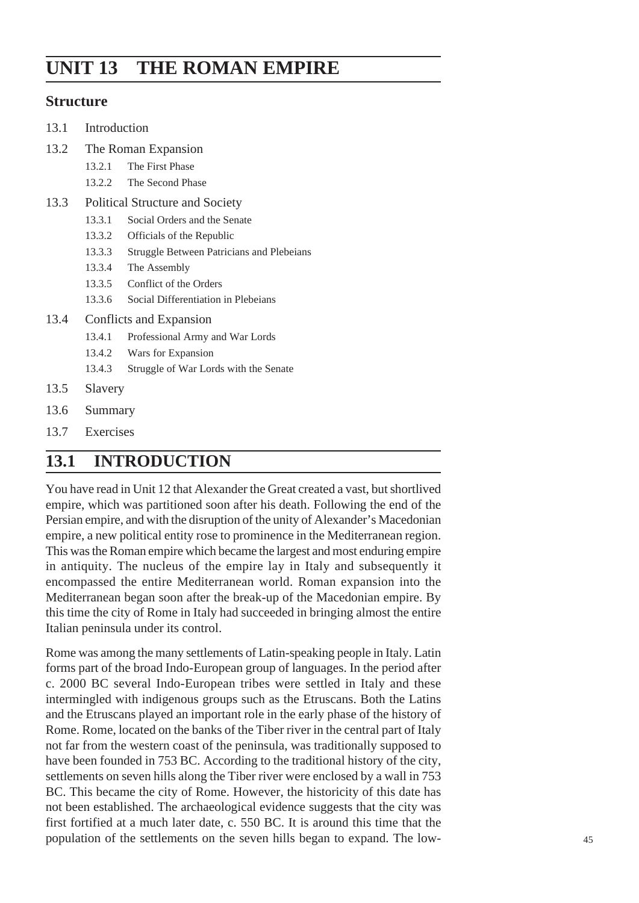# UNIT 13 THE ROMAN EMPIRE

## Structure

13.1 Introduction

13.2 The Roman Expansion

- 13.2.1 The First Phase
- 13.2.2 The Second Phase

13.3 Political Structure and Society

- 13.3.1 Social Orders and the Senate
- 13.3.2 Officials of the Republic
- 13.3.3 Struggle Between Patricians and Plebeians
- 13.3.4 The Assembly
- 13.3.5 Conflict of the Orders
- 13.3.6 Social Differentiation in Plebeians

13.4 Conflicts and Expansion

- 13.4.1 Professional Army and War Lords
- 13.4.2 Wars for Expansion
- 13.4.3 Struggle of War Lords with the Senate

13.5 Slavery

13.6 Summary

13.7 Exercises

## 13.1 INTRODUCTION

You have read in Unit 12 that Alexander the Great created a vast, but shortlived empire, which was partitioned soon after his death. Following the end of the Persian empire, and with the disruption of the unity of Alexander's Macedonian empire, a new political entity rose to prominence in the Mediterranean region. This was the Roman empire which became the largest and most enduring empire in antiquity. The nucleus of the empire lay in Italy and subsequently it encompassed the entire Mediterranean world. Roman expansion into the Mediterranean began soon after the break-up of the Macedonian empire. By this time the city of Rome in Italy had succeeded in bringing almost the entire Italian peninsula under its control.

Rome was among the many settlements of Latin-speaking people in Italy. Latin forms part of the broad Indo-European group of languages. In the period after c. 2000 BC several Indo-European tribes were settled in Italy and these intermingled with indigenous groups such as the Etruscans. Both the Latins and the Etruscans played an important role in the early phase of the history of Rome. Rome, located on the banks of the Tiber river in the central part of Italy not far from the western coast of the peninsula, was traditionally supposed to have been founded in 753 BC. According to the traditional history of the city, settlements on seven hills along the Tiber river were enclosed by a wall in 753 BC. This became the city of Rome. However, the historicity of this date has not been established. The archaeological evidence suggests that the city was first fortified at a much later date, c. 550 BC. It is around this time that the population of the settlements on the seven hills began to expand. The low-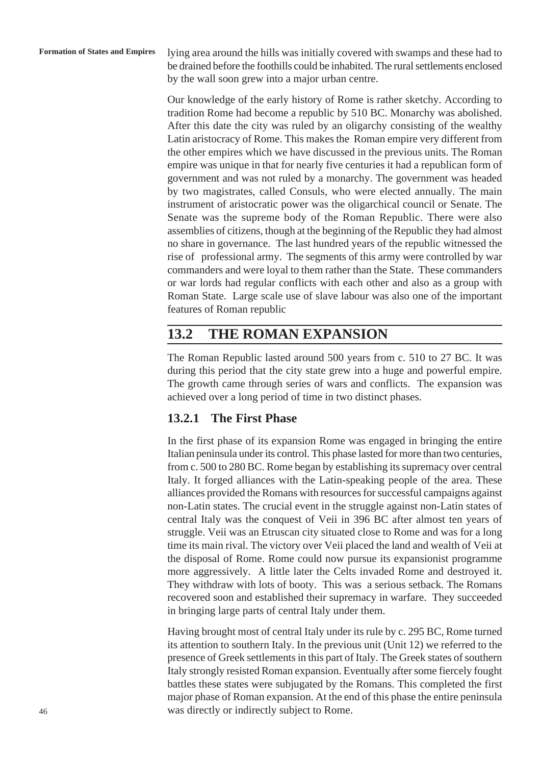lying area around the hills was initially covered with swamps and these had to be drained before the foothills could be inhabited. The rural settlements enclosed by the wall soon grew into a major urban centre.

Our knowledge of the early history of Rome is rather sketchy. According to tradition Rome had become a republic by 510 BC. Monarchy was abolished. After this date the city was ruled by an oligarchy consisting of the wealthy Latin aristocracy of Rome. This makes the Roman empire very different from the other empires which we have discussed in the previous units. The Roman empire was unique in that for nearly five centuries it had a republican form of government and was not ruled by a monarchy. The government was headed by two magistrates, called Consuls, who were elected annually. The main instrument of aristocratic power was the oligarchical council or Senate. The Senate was the supreme body of the Roman Republic. There were also assemblies of citizens, though at the beginning of the Republic they had almost no share in governance. The last hundred years of the republic witnessed the rise of professional army. The segments of this army were controlled by war commanders and were loyal to them rather than the State. These commanders or war lords had regular conflicts with each other and also as a group with Roman State. Large scale use of slave labour was also one of the important features of Roman republic

## 13.2 THE ROMAN EXPANSION

The Roman Republic lasted around 500 years from c. 510 to 27 BC. It was during this period that the city state grew into a huge and powerful empire. The growth came through series of wars and conflicts. The expansion was achieved over a long period of time in two distinct phases.

### 13.2.1 The First Phase

In the first phase of its expansion Rome was engaged in bringing the entire Italian peninsula under its control. This phase lasted for more than two centuries, from c. 500 to 280 BC. Rome began by establishing its supremacy over central Italy. It forged alliances with the Latin-speaking people of the area. These alliances provided the Romans with resources for successful campaigns against non-Latin states. The crucial event in the struggle against non-Latin states of central Italy was the conquest of Veii in 396 BC after almost ten years of struggle. Veii was an Etruscan city situated close to Rome and was for a long time its main rival. The victory over Veii placed the land and wealth of Veii at the disposal of Rome. Rome could now pursue its expansionist programme more aggressively. A little later the Celts invaded Rome and destroyed it. They withdraw with lots of booty. This was a serious setback. The Romans recovered soon and established their supremacy in warfare. They succeeded in bringing large parts of central Italy under them.

Having brought most of central Italy under its rule by c. 295 BC, Rome turned its attention to southern Italy. In the previous unit (Unit 12) we referred to the presence of Greek settlements in this part of Italy. The Greek states of southern Italy strongly resisted Roman expansion. Eventually after some fiercely fought battles these states were subjugated by the Romans. This completed the first major phase of Roman expansion. At the end of this phase the entire peninsula was directly or indirectly subject to Rome.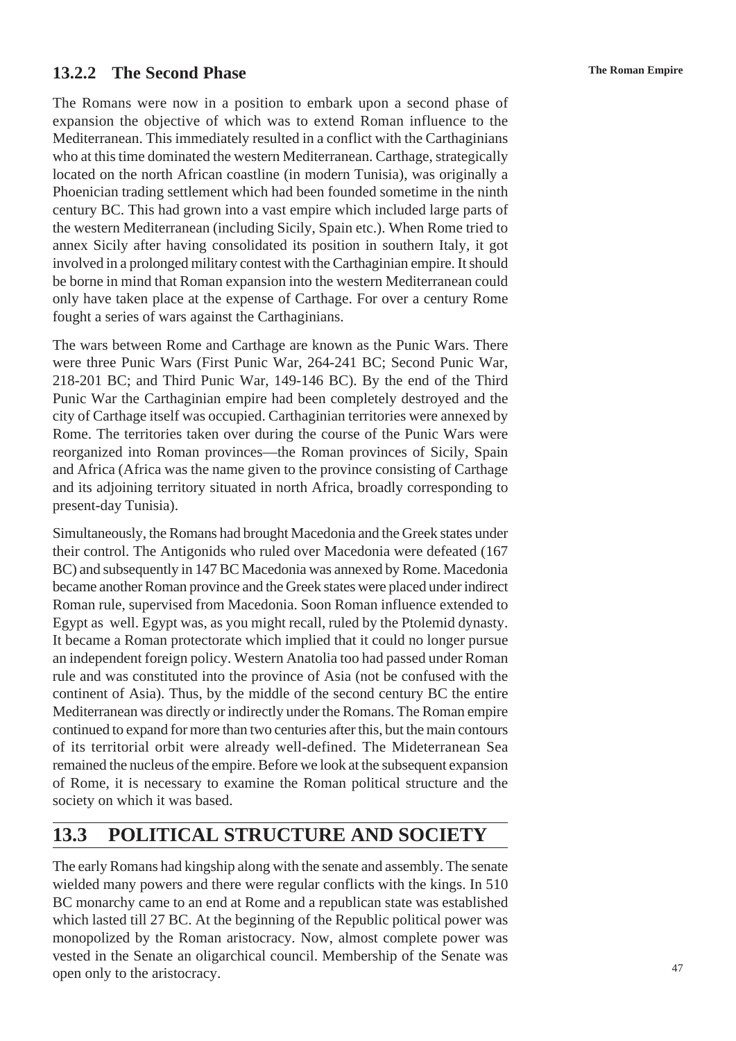### 13.2.2 The Second Phase

The Romans were now in a position to embark upon a second phase of expansion the objective of which was to extend Roman influence to the Mediterranean. This immediately resulted in a conflict with the Carthaginians who at this time dominated the western Mediterranean. Carthage, strategically located on the north African coastline (in modern Tunisia), was originally a Phoenician trading settlement which had been founded sometime in the ninth century BC. This had grown into a vast empire which included large parts of the western Mediterranean (including Sicily, Spain etc.). When Rome tried to annex Sicily after having consolidated its position in southern Italy, it got involved in a prolonged military contest with the Carthaginian empire. It should be borne in mind that Roman expansion into the western Mediterranean could only have taken place at the expense of Carthage. For over a century Rome fought a series of wars against the Carthaginians.

The wars between Rome and Carthage are known as the Punic Wars. There were three Punic Wars (First Punic War, 264-241 BC; Second Punic War, 218-201 BC; and Third Punic War, 149-146 BC). By the end of the Third Punic War the Carthaginian empire had been completely destroyed and the city of Carthage itself was occupied. Carthaginian territories were annexed by Rome. The territories taken over during the course of the Punic Wars were reorganized into Roman provinces—the Roman provinces of Sicily, Spain and Africa (Africa was the name given to the province consisting of Carthage and its adjoining territory situated in north Africa, broadly corresponding to present-day Tunisia).

Simultaneously, the Romans had brought Macedonia and the Greek states under their control. The Antigonids who ruled over Macedonia were defeated (167 BC) and subsequently in 147 BC Macedonia was annexed by Rome. Macedonia became another Roman province and the Greek states were placed under indirect Roman rule, supervised from Macedonia. Soon Roman influence extended to Egypt as well. Egypt was, as you might recall, ruled by the Ptolemid dynasty. It became a Roman protectorate which implied that it could no longer pursue an independent foreign policy. Western Anatolia too had passed under Roman rule and was constituted into the province of Asia (not be confused with the continent of Asia). Thus, by the middle of the second century BC the entire Mediterranean was directly or indirectly under the Romans. The Roman empire continued to expand for more than two centuries after this, but the main contours of its territorial orbit were already well-defined. The Mideterranean Sea remained the nucleus of the empire. Before we look at the subsequent expansion of Rome, it is necessary to examine the Roman political structure and the society on which it was based.

## 13.3 POLITICAL STRUCTURE AND SOCIETY

The early Romans had kingship along with the senate and assembly. The senate wielded many powers and there were regular conflicts with the kings. In 510 BC monarchy came to an end at Rome and a republican state was established which lasted till 27 BC. At the beginning of the Republic political power was monopolized by the Roman aristocracy. Now, almost complete power was vested in the Senate an oligarchical council. Membership of the Senate was open only to the aristocracy.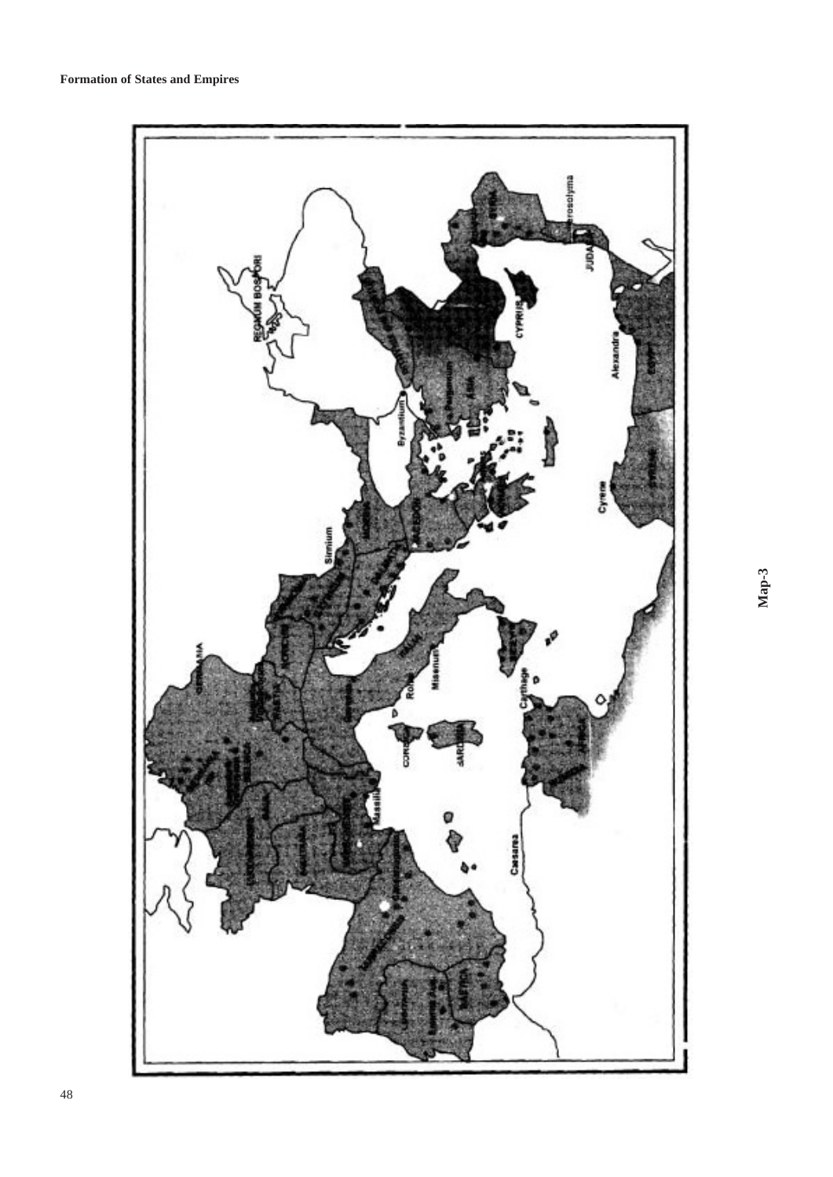Map-3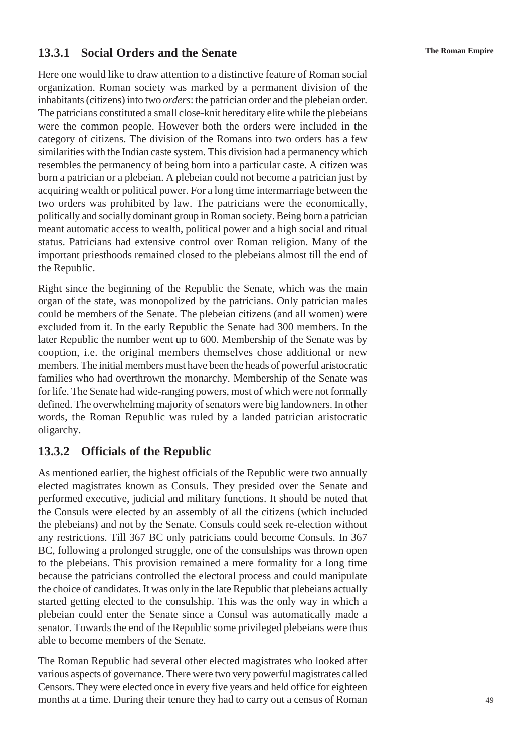### 13.3.1 Social Orders and the Senate

Here one would like to draw attention to a distinctive feature of Roman social organization. Roman society was marked by a permanent division of the inhabitants (citizens) into two *orders*: the patrician order and the plebeian order. The patricians constituted a small close-knit hereditary elite while the plebeians were the common people. However both the orders were included in the category of citizens. The division of the Romans into two orders has a few similarities with the Indian caste system. This division had a permanency which resembles the permanency of being born into a particular caste. A citizen was born a patrician or a plebeian. A plebeian could not become a patrician just by acquiring wealth or political power. For a long time intermarriage between the two orders was prohibited by law. The patricians were the economically, politically and socially dominant group in Roman society. Being born a patrician meant automatic access to wealth, political power and a high social and ritual status. Patricians had extensive control over Roman religion. Many of the important priesthoods remained closed to the plebeians almost till the end of the Republic.

Right since the beginning of the Republic the Senate, which was the main organ of the state, was monopolized by the patricians. Only patrician males could be members of the Senate. The plebeian citizens (and all women) were excluded from it. In the early Republic the Senate had 300 members. In the later Republic the number went up to 600. Membership of the Senate was by cooption, i.e. the original members themselves chose additional or new members. The initial members must have been the heads of powerful aristocratic families who had overthrown the monarchy. Membership of the Senate was for life. The Senate had wide-ranging powers, most of which were not formally defined. The overwhelming majority of senators were big landowners. In other words, the Roman Republic was ruled by a landed patrician aristocratic oligarchy.

### 13.3.2 Officials of the Republic

As mentioned earlier, the highest officials of the Republic were two annually elected magistrates known as Consuls. They presided over the Senate and performed executive, judicial and military functions. It should be noted that the Consuls were elected by an assembly of all the citizens (which included the plebeians) and not by the Senate. Consuls could seek re-election without any restrictions. Till 367 BC only patricians could become Consuls. In 367 BC, following a prolonged struggle, one of the consulships was thrown open to the plebeians. This provision remained a mere formality for a long time because the patricians controlled the electoral process and could manipulate the choice of candidates. It was only in the late Republic that plebeians actually started getting elected to the consulship. This was the only way in which a plebeian could enter the Senate since a Consul was automatically made a senator. Towards the end of the Republic some privileged plebeians were thus able to become members of the Senate.

The Roman Republic had several other elected magistrates who looked after various aspects of governance. There were two very powerful magistrates called Censors. They were elected once in every five years and held office for eighteen months at a time. During their tenure they had to carry out a census of Roman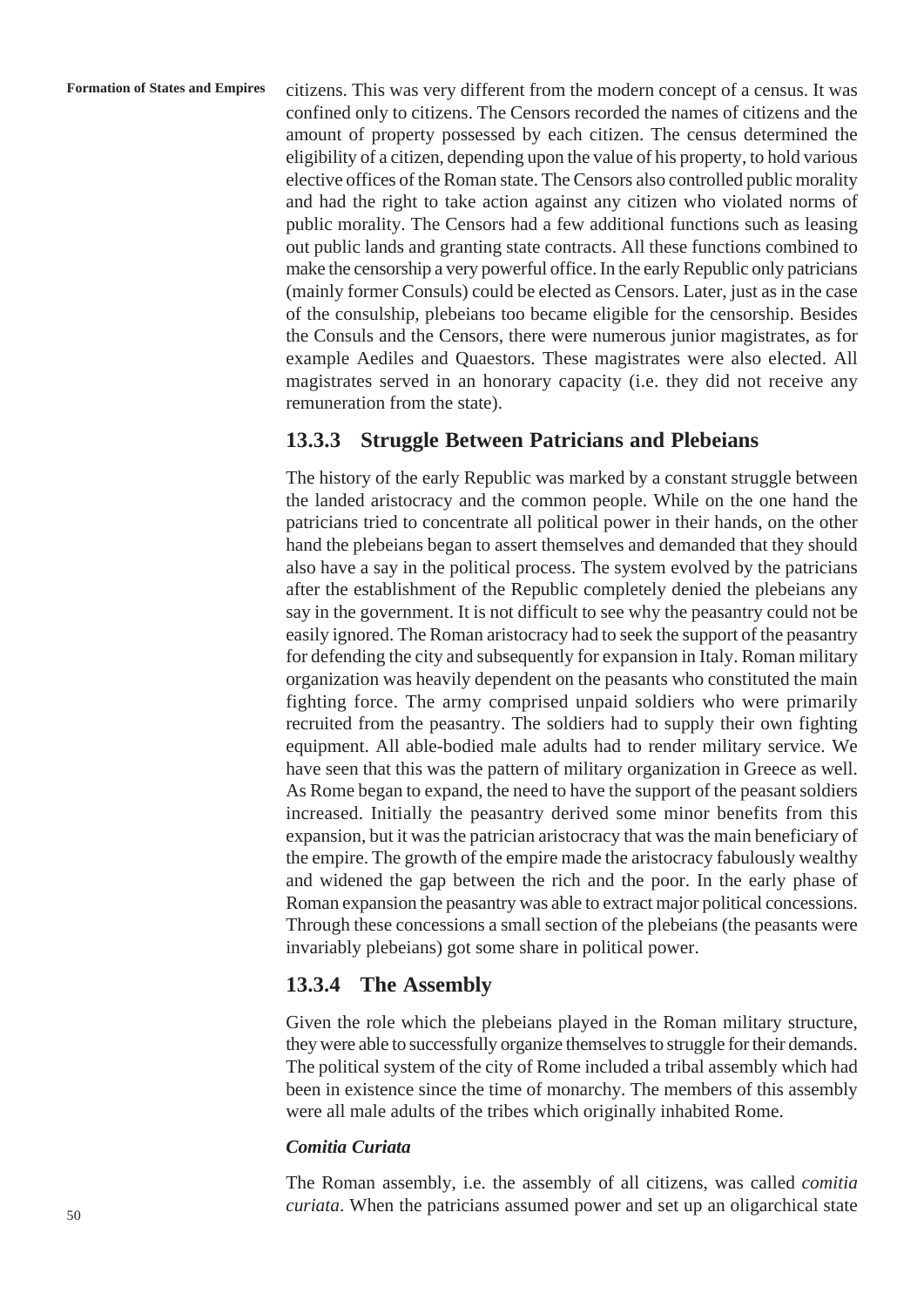citizens. This was very different from the modern concept of a census. It was confined only to citizens. The Censors recorded the names of citizens and the amount of property possessed by each citizen. The census determined the eligibility of a citizen, depending upon the value of his property, to hold various elective offices of the Roman state. The Censors also controlled public morality and had the right to take action against any citizen who violated norms of public morality. The Censors had a few additional functions such as leasing out public lands and granting state contracts. All these functions combined to make the censorship a very powerful office. In the early Republic only patricians (mainly former Consuls) could be elected as Censors. Later, just as in the case of the consulship, plebeians too became eligible for the censorship. Besides the Consuls and the Censors, there were numerous junior magistrates, as for example Aediles and Quaestors. These magistrates were also elected. All magistrates served in an honorary capacity (i.e. they did not receive any remuneration from the state).

### 13.3.3 Struggle Between Patricians and Plebeians

The history of the early Republic was marked by a constant struggle between the landed aristocracy and the common people. While on the one hand the patricians tried to concentrate all political power in their hands, on the other hand the plebeians began to assert themselves and demanded that they should also have a say in the political process. The system evolved by the patricians after the establishment of the Republic completely denied the plebeians any say in the government. It is not difficult to see why the peasantry could not be easily ignored. The Roman aristocracy had to seek the support of the peasantry for defending the city and subsequently for expansion in Italy. Roman military organization was heavily dependent on the peasants who constituted the main fighting force. The army comprised unpaid soldiers who were primarily recruited from the peasantry. The soldiers had to supply their own fighting equipment. All able-bodied male adults had to render military service. We have seen that this was the pattern of military organization in Greece as well. As Rome began to expand, the need to have the support of the peasant soldiers increased. Initially the peasantry derived some minor benefits from this expansion, but it was the patrician aristocracy that was the main beneficiary of the empire. The growth of the empire made the aristocracy fabulously wealthy and widened the gap between the rich and the poor. In the early phase of Roman expansion the peasantry was able to extract major political concessions. Through these concessions a small section of the plebeians (the peasants were invariably plebeians) got some share in political power.

### 13.3.4 The Assembly

Given the role which the plebeians played in the Roman military structure, they were able to successfully organize themselves to struggle for their demands. The political system of the city of Rome included a tribal assembly which had been in existence since the time of monarchy. The members of this assembly were all male adults of the tribes which originally inhabited Rome.

***Comitia Curiata***

The Roman assembly, i.e. the assembly of all citizens, was called *comitia curiata*. When the patricians assumed power and set up an oligarchical state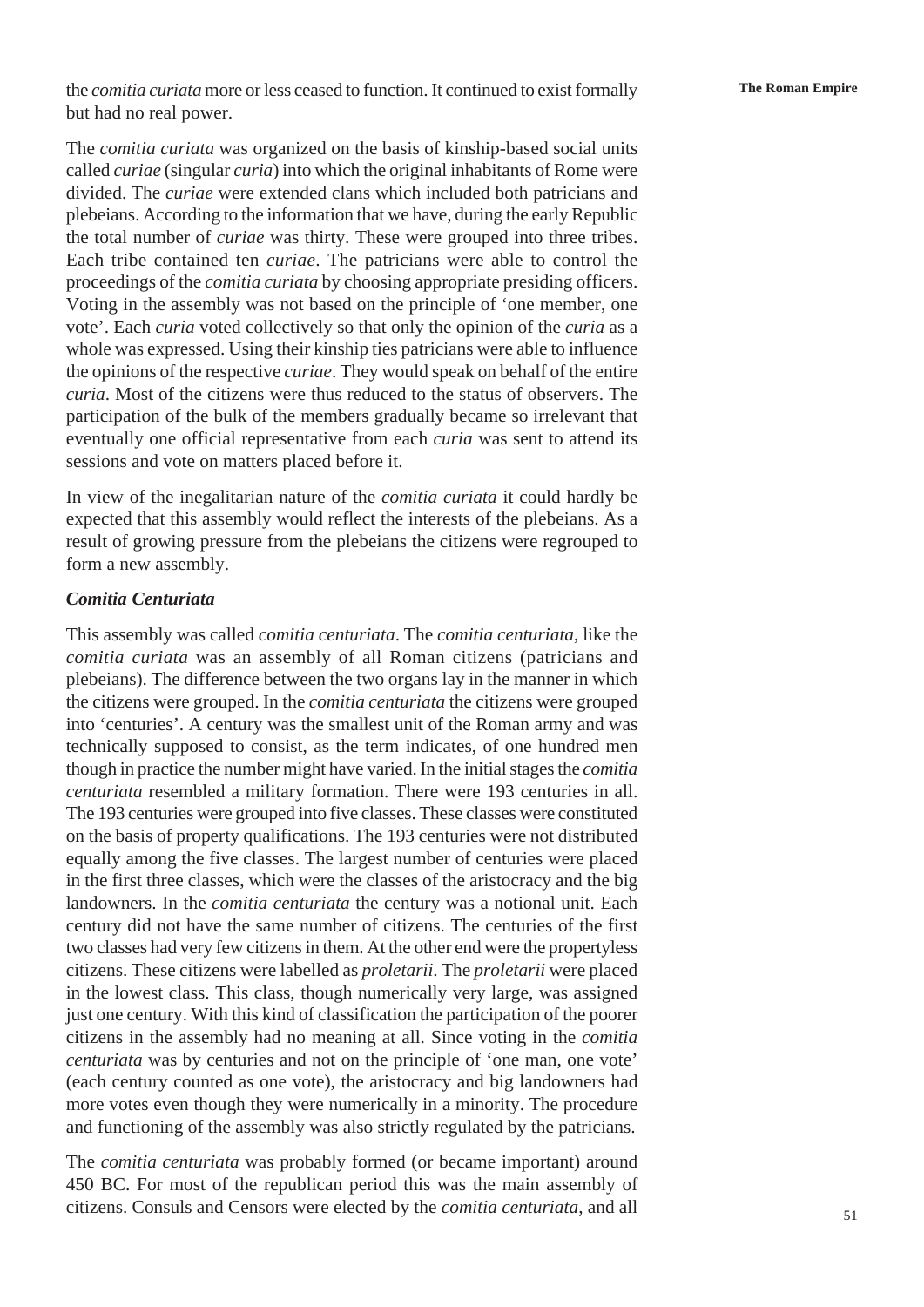the *comitia curiata* more or less ceased to function. It continued to exist formally but had no real power.

The *comitia curiata* was organized on the basis of kinship-based social units called *curiae* (singular *curia*) into which the original inhabitants of Rome were divided. The *curiae* were extended clans which included both patricians and plebeians. According to the information that we have, during the early Republic the total number of *curiae* was thirty. These were grouped into three tribes. Each tribe contained ten *curiae*. The patricians were able to control the proceedings of the *comitia curiata* by choosing appropriate presiding officers. Voting in the assembly was not based on the principle of 'one member, one vote'. Each *curia* voted collectively so that only the opinion of the *curia* as a whole was expressed. Using their kinship ties patricians were able to influence the opinions of the respective *curiae*. They would speak on behalf of the entire *curia*. Most of the citizens were thus reduced to the status of observers. The participation of the bulk of the members gradually became so irrelevant that eventually one official representative from each *curia* was sent to attend its sessions and vote on matters placed before it.

In view of the inegalitarian nature of the *comitia curiata* it could hardly be expected that this assembly would reflect the interests of the plebeians. As a result of growing pressure from the plebeians the citizens were regrouped to form a new assembly.

### *Comitia Centuriata*

This assembly was called *comitia centuriata*. The *comitia centuriata*, like the *comitia curiata* was an assembly of all Roman citizens (patricians and plebeians). The difference between the two organs lay in the manner in which the citizens were grouped. In the *comitia centuriata* the citizens were grouped into 'centuries'. A century was the smallest unit of the Roman army and was technically supposed to consist, as the term indicates, of one hundred men though in practice the number might have varied. In the initial stages the *comitia centuriata* resembled a military formation. There were 193 centuries in all. The 193 centuries were grouped into five classes. These classes were constituted on the basis of property qualifications. The 193 centuries were not distributed equally among the five classes. The largest number of centuries were placed in the first three classes, which were the classes of the aristocracy and the big landowners. In the *comitia centuriata* the century was a notional unit. Each century did not have the same number of citizens. The centuries of the first two classes had very few citizens in them. At the other end were the propertyless citizens. These citizens were labelled as *proletarii*. The *proletarii* were placed in the lowest class. This class, though numerically very large, was assigned just one century. With this kind of classification the participation of the poorer citizens in the assembly had no meaning at all. Since voting in the *comitia centuriata* was by centuries and not on the principle of 'one man, one vote' (each century counted as one vote), the aristocracy and big landowners had more votes even though they were numerically in a minority. The procedure and functioning of the assembly was also strictly regulated by the patricians.

The *comitia centuriata* was probably formed (or became important) around 450 BC. For most of the republican period this was the main assembly of citizens. Consuls and Censors were elected by the *comitia centuriata*, and all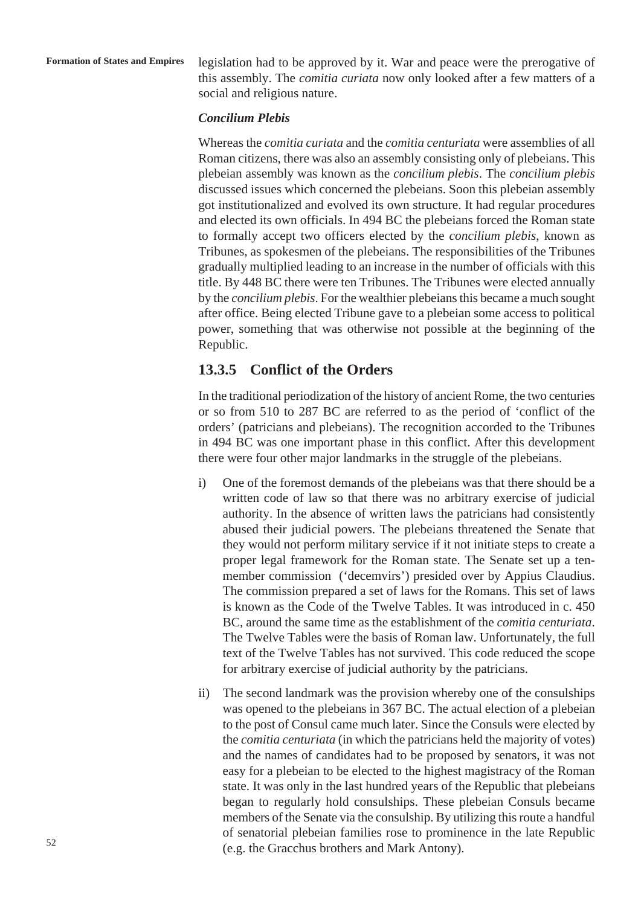legislation had to be approved by it. War and peace were the prerogative of this assembly. The *comitia curiata* now only looked after a few matters of a social and religious nature.

***Concilium Plebis***

Whereas the *comitia curiata* and the *comitia centuriata* were assemblies of all Roman citizens, there was also an assembly consisting only of plebeians. This plebeian assembly was known as the *concilium plebis*. The *concilium plebis* discussed issues which concerned the plebeians. Soon this plebeian assembly got institutionalized and evolved its own structure. It had regular procedures and elected its own officials. In 494 BC the plebeians forced the Roman state to formally accept two officers elected by the *concilium plebis*, known as Tribunes, as spokesmen of the plebeians. The responsibilities of the Tribunes gradually multiplied leading to an increase in the number of officials with this title. By 448 BC there were ten Tribunes. The Tribunes were elected annually by the *concilium plebis*. For the wealthier plebeians this became a much sought after office. Being elected Tribune gave to a plebeian some access to political power, something that was otherwise not possible at the beginning of the Republic.

## 13.3.5 Conflict of the Orders

In the traditional periodization of the history of ancient Rome, the two centuries or so from 510 to 287 BC are referred to as the period of 'conflict of the orders' (patricians and plebeians). The recognition accorded to the Tribunes in 494 BC was one important phase in this conflict. After this development there were four other major landmarks in the struggle of the plebeians.

i) One of the foremost demands of the plebeians was that there should be a written code of law so that there was no arbitrary exercise of judicial authority. In the absence of written laws the patricians had consistently abused their judicial powers. The plebeians threatened the Senate that they would not perform military service if it not initiate steps to create a proper legal framework for the Roman state. The Senate set up a ten-member commission ('decemvirs') presided over by Appius Claudius. The commission prepared a set of laws for the Romans. This set of laws is known as the Code of the Twelve Tables. It was introduced in c. 450 BC, around the same time as the establishment of the *comitia centuriata*. The Twelve Tables were the basis of Roman law. Unfortunately, the full text of the Twelve Tables has not survived. This code reduced the scope for arbitrary exercise of judicial authority by the patricians.

ii) The second landmark was the provision whereby one of the consulships was opened to the plebeians in 367 BC. The actual election of a plebeian to the post of Consul came much later. Since the Consuls were elected by the *comitia centuriata* (in which the patricians held the majority of votes) and the names of candidates had to be proposed by senators, it was not easy for a plebeian to be elected to the highest magistracy of the Roman state. It was only in the last hundred years of the Republic that plebeians began to regularly hold consulships. These plebeian Consuls became members of the Senate via the consulship. By utilizing this route a handful of senatorial plebeian families rose to prominence in the late Republic (e.g. the Gracchus brothers and Mark Antony).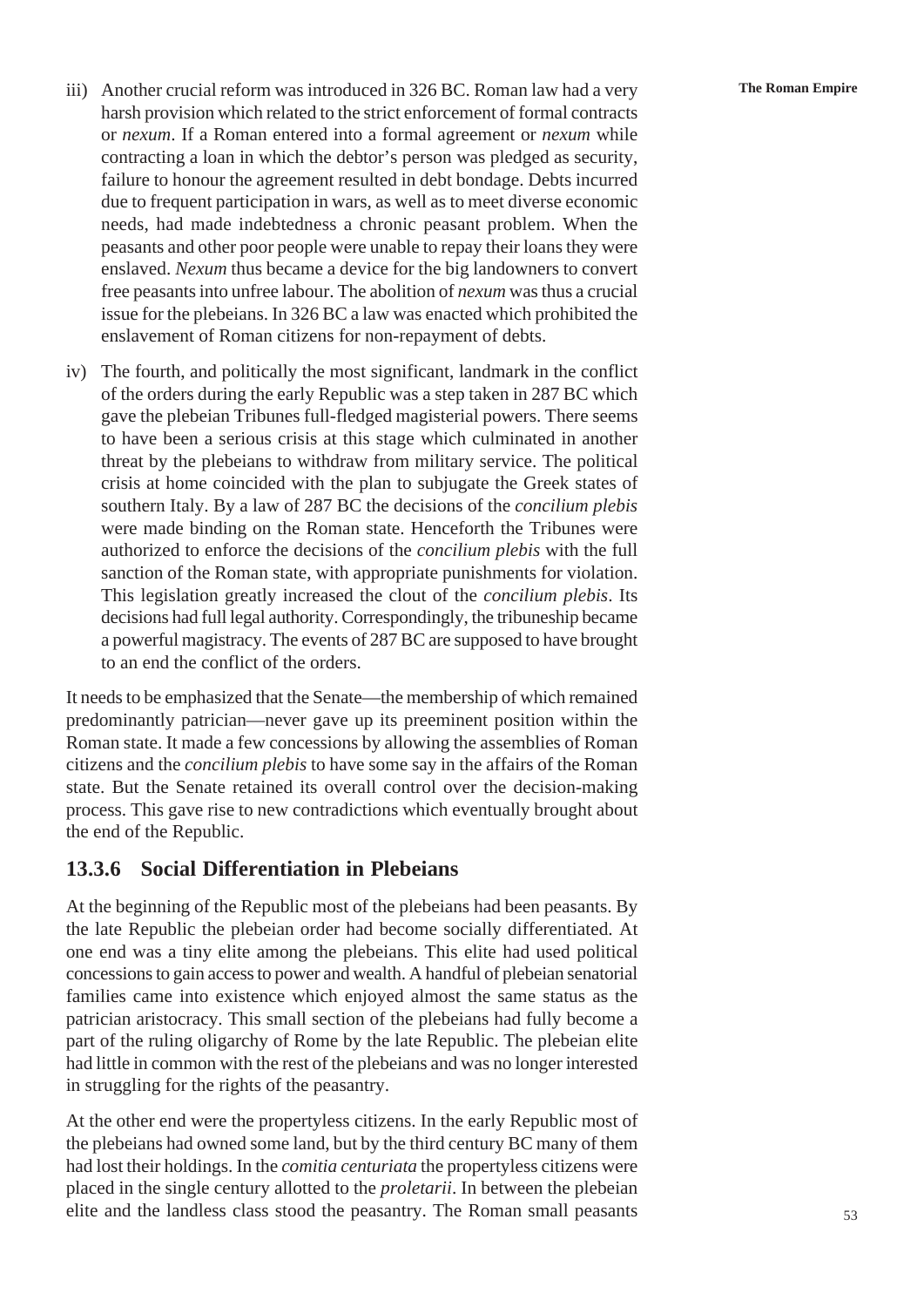iii) Another crucial reform was introduced in 326 BC. Roman law had a very harsh provision which related to the strict enforcement of formal contracts or *nexum*. If a Roman entered into a formal agreement or *nexum* while contracting a loan in which the debtor's person was pledged as security, failure to honour the agreement resulted in debt bondage. Debts incurred due to frequent participation in wars, as well as to meet diverse economic needs, had made indebtedness a chronic peasant problem. When the peasants and other poor people were unable to repay their loans they were enslaved. *Nexum* thus became a device for the big landowners to convert free peasants into unfree labour. The abolition of *nexum* was thus a crucial issue for the plebeians. In 326 BC a law was enacted which prohibited the enslavement of Roman citizens for non-repayment of debts.

iv) The fourth, and politically the most significant, landmark in the conflict of the orders during the early Republic was a step taken in 287 BC which gave the plebeian Tribunes full-fledged magisterial powers. There seems to have been a serious crisis at this stage which culminated in another threat by the plebeians to withdraw from military service. The political crisis at home coincided with the plan to subjugate the Greek states of southern Italy. By a law of 287 BC the decisions of the *concilium plebis* were made binding on the Roman state. Henceforth the Tribunes were authorized to enforce the decisions of the *concilium plebis* with the full sanction of the Roman state, with appropriate punishments for violation. This legislation greatly increased the clout of the *concilium plebis*. Its decisions had full legal authority. Correspondingly, the tribuneship became a powerful magistracy. The events of 287 BC are supposed to have brought to an end the conflict of the orders.

It needs to be emphasized that the Senate—the membership of which remained predominantly patrician—never gave up its preeminent position within the Roman state. It made a few concessions by allowing the assemblies of Roman citizens and the *concilium plebis* to have some say in the affairs of the Roman state. But the Senate retained its overall control over the decision-making process. This gave rise to new contradictions which eventually brought about the end of the Republic.

### 13.3.6 Social Differentiation in Plebeians

At the beginning of the Republic most of the plebeians had been peasants. By the late Republic the plebeian order had become socially differentiated. At one end was a tiny elite among the plebeians. This elite had used political concessions to gain access to power and wealth. A handful of plebeian senatorial families came into existence which enjoyed almost the same status as the patrician aristocracy. This small section of the plebeians had fully become a part of the ruling oligarchy of Rome by the late Republic. The plebeian elite had little in common with the rest of the plebeians and was no longer interested in struggling for the rights of the peasantry.

At the other end were the propertyless citizens. In the early Republic most of the plebeians had owned some land, but by the third century BC many of them had lost their holdings. In the *comitia centuriata* the propertyless citizens were placed in the single century allotted to the *proletarii*. In between the plebeian elite and the landless class stood the peasantry. The Roman small peasants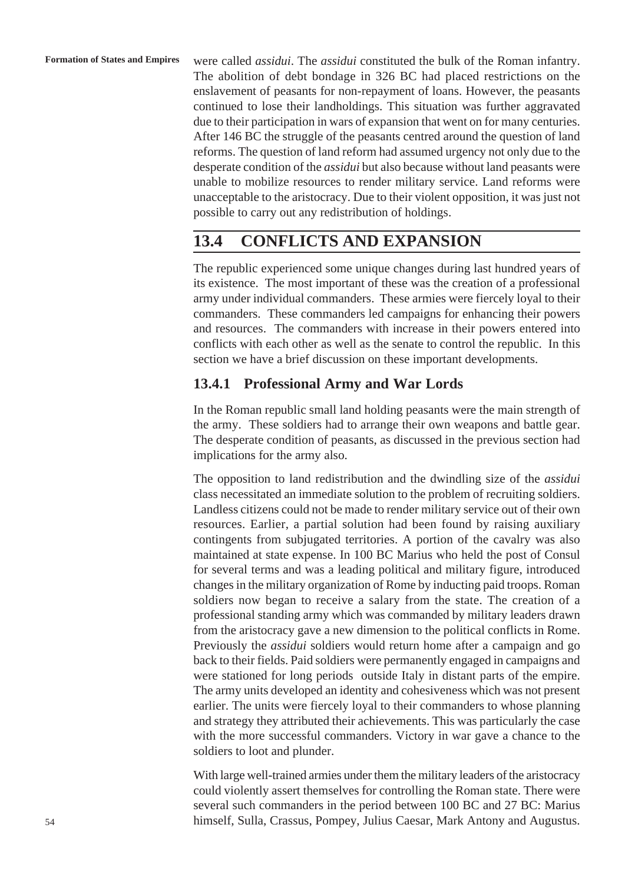were called *assidui*. The *assidui* constituted the bulk of the Roman infantry. The abolition of debt bondage in 326 BC had placed restrictions on the enslavement of peasants for non-repayment of loans. However, the peasants continued to lose their landholdings. This situation was further aggravated due to their participation in wars of expansion that went on for many centuries. After 146 BC the struggle of the peasants centred around the question of land reforms. The question of land reform had assumed urgency not only due to the desperate condition of the *assidui* but also because without land peasants were unable to mobilize resources to render military service. Land reforms were unacceptable to the aristocracy. Due to their violent opposition, it was just not possible to carry out any redistribution of holdings.

## 13.4 CONFLICTS AND EXPANSION

The republic experienced some unique changes during last hundred years of its existence. The most important of these was the creation of a professional army under individual commanders. These armies were fiercely loyal to their commanders. These commanders led campaigns for enhancing their powers and resources. The commanders with increase in their powers entered into conflicts with each other as well as the senate to control the republic. In this section we have a brief discussion on these important developments.

### 13.4.1 Professional Army and War Lords

In the Roman republic small land holding peasants were the main strength of the army. These soldiers had to arrange their own weapons and battle gear. The desperate condition of peasants, as discussed in the previous section had implications for the army also.

The opposition to land redistribution and the dwindling size of the *assidui* class necessitated an immediate solution to the problem of recruiting soldiers. Landless citizens could not be made to render military service out of their own resources. Earlier, a partial solution had been found by raising auxiliary contingents from subjugated territories. A portion of the cavalry was also maintained at state expense. In 100 BC Marius who held the post of Consul for several terms and was a leading political and military figure, introduced changes in the military organization of Rome by inducting paid troops. Roman soldiers now began to receive a salary from the state. The creation of a professional standing army which was commanded by military leaders drawn from the aristocracy gave a new dimension to the political conflicts in Rome. Previously the *assidui* soldiers would return home after a campaign and go back to their fields. Paid soldiers were permanently engaged in campaigns and were stationed for long periods outside Italy in distant parts of the empire. The army units developed an identity and cohesiveness which was not present earlier. The units were fiercely loyal to their commanders to whose planning and strategy they attributed their achievements. This was particularly the case with the more successful commanders. Victory in war gave a chance to the soldiers to loot and plunder.

With large well-trained armies under them the military leaders of the aristocracy could violently assert themselves for controlling the Roman state. There were several such commanders in the period between 100 BC and 27 BC: Marius himself, Sulla, Crassus, Pompey, Julius Caesar, Mark Antony and Augustus.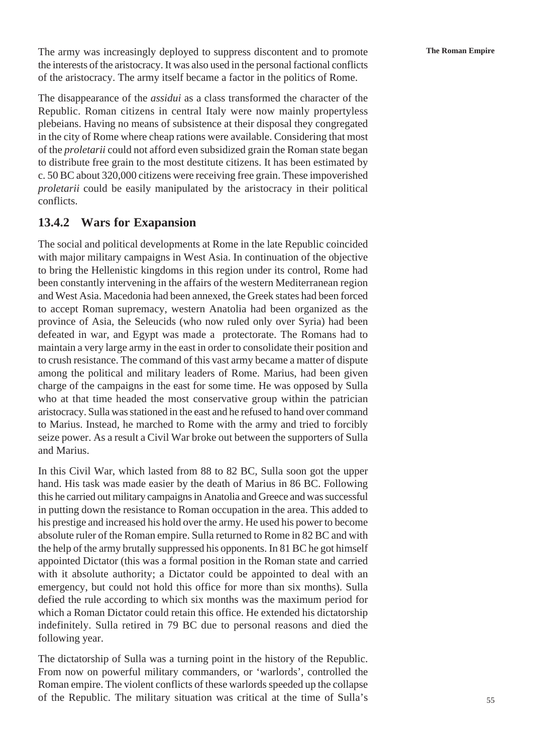The army was increasingly deployed to suppress discontent and to promote the interests of the aristocracy. It was also used in the personal factional conflicts of the aristocracy. The army itself became a factor in the politics of Rome.

The disappearance of the *assidui* as a class transformed the character of the Republic. Roman citizens in central Italy were now mainly propertyless plebeians. Having no means of subsistence at their disposal they congregated in the city of Rome where cheap rations were available. Considering that most of the *proletarii* could not afford even subsidized grain the Roman state began to distribute free grain to the most destitute citizens. It has been estimated by c. 50 BC about 320,000 citizens were receiving free grain. These impoverished *proletarii* could be easily manipulated by the aristocracy in their political conflicts.

### 13.4.2 Wars for Exapansion

The social and political developments at Rome in the late Republic coincided with major military campaigns in West Asia. In continuation of the objective to bring the Hellenistic kingdoms in this region under its control, Rome had been constantly intervening in the affairs of the western Mediterranean region and West Asia. Macedonia had been annexed, the Greek states had been forced to accept Roman supremacy, western Anatolia had been organized as the province of Asia, the Seleucids (who now ruled only over Syria) had been defeated in war, and Egypt was made a protectorate. The Romans had to maintain a very large army in the east in order to consolidate their position and to crush resistance. The command of this vast army became a matter of dispute among the political and military leaders of Rome. Marius, had been given charge of the campaigns in the east for some time. He was opposed by Sulla who at that time headed the most conservative group within the patrician aristocracy. Sulla was stationed in the east and he refused to hand over command to Marius. Instead, he marched to Rome with the army and tried to forcibly seize power. As a result a Civil War broke out between the supporters of Sulla and Marius.

In this Civil War, which lasted from 88 to 82 BC, Sulla soon got the upper hand. His task was made easier by the death of Marius in 86 BC. Following this he carried out military campaigns in Anatolia and Greece and was successful in putting down the resistance to Roman occupation in the area. This added to his prestige and increased his hold over the army. He used his power to become absolute ruler of the Roman empire. Sulla returned to Rome in 82 BC and with the help of the army brutally suppressed his opponents. In 81 BC he got himself appointed Dictator (this was a formal position in the Roman state and carried with it absolute authority; a Dictator could be appointed to deal with an emergency, but could not hold this office for more than six months). Sulla defied the rule according to which six months was the maximum period for which a Roman Dictator could retain this office. He extended his dictatorship indefinitely. Sulla retired in 79 BC due to personal reasons and died the following year.

The dictatorship of Sulla was a turning point in the history of the Republic. From now on powerful military commanders, or 'warlords', controlled the Roman empire. The violent conflicts of these warlords speeded up the collapse of the Republic. The military situation was critical at the time of Sulla's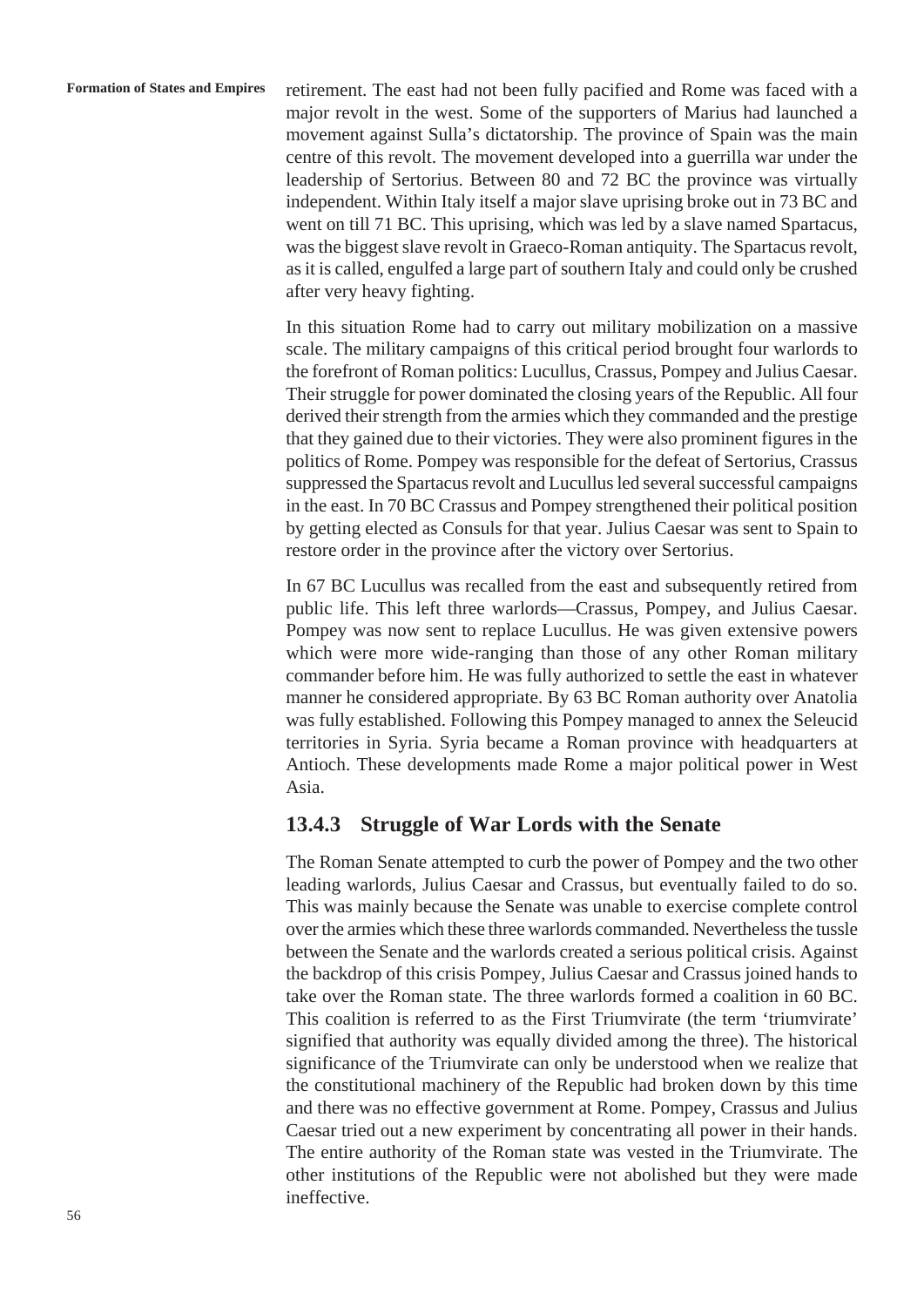retirement. The east had not been fully pacified and Rome was faced with a major revolt in the west. Some of the supporters of Marius had launched a movement against Sulla's dictatorship. The province of Spain was the main centre of this revolt. The movement developed into a guerrilla war under the leadership of Sertorius. Between 80 and 72 BC the province was virtually independent. Within Italy itself a major slave uprising broke out in 73 BC and went on till 71 BC. This uprising, which was led by a slave named Spartacus, was the biggest slave revolt in Graeco-Roman antiquity. The Spartacus revolt, as it is called, engulfed a large part of southern Italy and could only be crushed after very heavy fighting.

In this situation Rome had to carry out military mobilization on a massive scale. The military campaigns of this critical period brought four warlords to the forefront of Roman politics: Lucullus, Crassus, Pompey and Julius Caesar. Their struggle for power dominated the closing years of the Republic. All four derived their strength from the armies which they commanded and the prestige that they gained due to their victories. They were also prominent figures in the politics of Rome. Pompey was responsible for the defeat of Sertorius, Crassus suppressed the Spartacus revolt and Lucullus led several successful campaigns in the east. In 70 BC Crassus and Pompey strengthened their political position by getting elected as Consuls for that year. Julius Caesar was sent to Spain to restore order in the province after the victory over Sertorius.

In 67 BC Lucullus was recalled from the east and subsequently retired from public life. This left three warlords—Crassus, Pompey, and Julius Caesar. Pompey was now sent to replace Lucullus. He was given extensive powers which were more wide-ranging than those of any other Roman military commander before him. He was fully authorized to settle the east in whatever manner he considered appropriate. By 63 BC Roman authority over Anatolia was fully established. Following this Pompey managed to annex the Seleucid territories in Syria. Syria became a Roman province with headquarters at Antioch. These developments made Rome a major political power in West Asia.

### 13.4.3 Struggle of War Lords with the Senate

The Roman Senate attempted to curb the power of Pompey and the two other leading warlords, Julius Caesar and Crassus, but eventually failed to do so. This was mainly because the Senate was unable to exercise complete control over the armies which these three warlords commanded. Nevertheless the tussle between the Senate and the warlords created a serious political crisis. Against the backdrop of this crisis Pompey, Julius Caesar and Crassus joined hands to take over the Roman state. The three warlords formed a coalition in 60 BC. This coalition is referred to as the First Triumvirate (the term 'triumvirate' signified that authority was equally divided among the three). The historical significance of the Triumvirate can only be understood when we realize that the constitutional machinery of the Republic had broken down by this time and there was no effective government at Rome. Pompey, Crassus and Julius Caesar tried out a new experiment by concentrating all power in their hands. The entire authority of the Roman state was vested in the Triumvirate. The other institutions of the Republic were not abolished but they were made ineffective.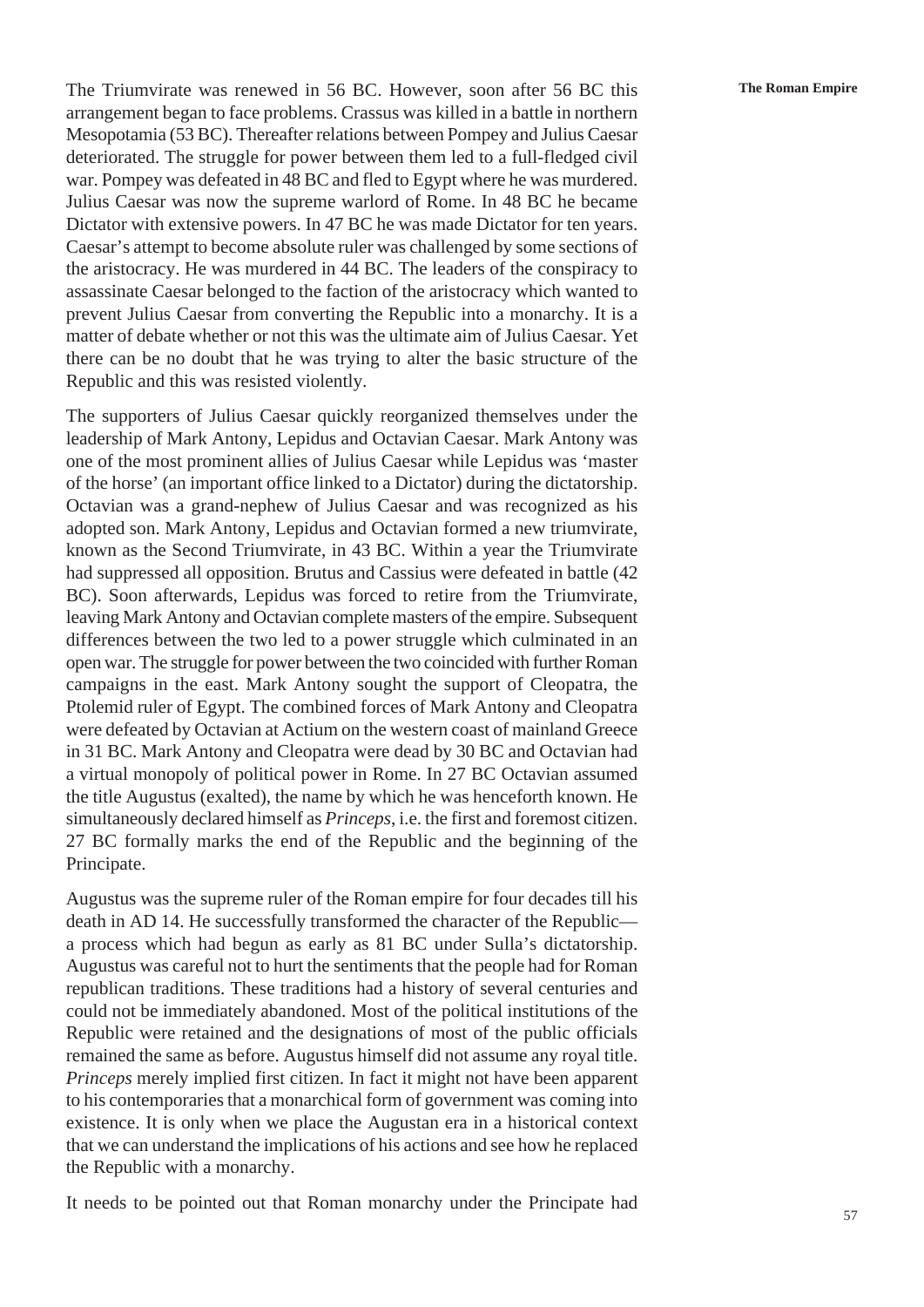The Triumvirate was renewed in 56 BC. However, soon after 56 BC this arrangement began to face problems. Crassus was killed in a battle in northern Mesopotamia (53 BC). Thereafter relations between Pompey and Julius Caesar deteriorated. The struggle for power between them led to a full-fledged civil war. Pompey was defeated in 48 BC and fled to Egypt where he was murdered. Julius Caesar was now the supreme warlord of Rome. In 48 BC he became Dictator with extensive powers. In 47 BC he was made Dictator for ten years. Caesar's attempt to become absolute ruler was challenged by some sections of the aristocracy. He was murdered in 44 BC. The leaders of the conspiracy to assassinate Caesar belonged to the faction of the aristocracy which wanted to prevent Julius Caesar from converting the Republic into a monarchy. It is a matter of debate whether or not this was the ultimate aim of Julius Caesar. Yet there can be no doubt that he was trying to alter the basic structure of the Republic and this was resisted violently.

The supporters of Julius Caesar quickly reorganized themselves under the leadership of Mark Antony, Lepidus and Octavian Caesar. Mark Antony was one of the most prominent allies of Julius Caesar while Lepidus was 'master of the horse' (an important office linked to a Dictator) during the dictatorship. Octavian was a grand-nephew of Julius Caesar and was recognized as his adopted son. Mark Antony, Lepidus and Octavian formed a new triumvirate, known as the Second Triumvirate, in 43 BC. Within a year the Triumvirate had suppressed all opposition. Brutus and Cassius were defeated in battle (42 BC). Soon afterwards, Lepidus was forced to retire from the Triumvirate, leaving Mark Antony and Octavian complete masters of the empire. Subsequent differences between the two led to a power struggle which culminated in an open war. The struggle for power between the two coincided with further Roman campaigns in the east. Mark Antony sought the support of Cleopatra, the Ptolemid ruler of Egypt. The combined forces of Mark Antony and Cleopatra were defeated by Octavian at Actium on the western coast of mainland Greece in 31 BC. Mark Antony and Cleopatra were dead by 30 BC and Octavian had a virtual monopoly of political power in Rome. In 27 BC Octavian assumed the title Augustus (exalted), the name by which he was henceforth known. He simultaneously declared himself as *Princeps*, i.e. the first and foremost citizen. 27 BC formally marks the end of the Republic and the beginning of the Principate.

Augustus was the supreme ruler of the Roman empire for four decades till his death in AD 14. He successfully transformed the character of the Republic—a process which had begun as early as 81 BC under Sulla's dictatorship. Augustus was careful not to hurt the sentiments that the people had for Roman republican traditions. These traditions had a history of several centuries and could not be immediately abandoned. Most of the political institutions of the Republic were retained and the designations of most of the public officials remained the same as before. Augustus himself did not assume any royal title. *Princeps* merely implied first citizen. In fact it might not have been apparent to his contemporaries that a monarchical form of government was coming into existence. It is only when we place the Augustan era in a historical context that we can understand the implications of his actions and see how he replaced the Republic with a monarchy.

It needs to be pointed out that Roman monarchy under the Principate had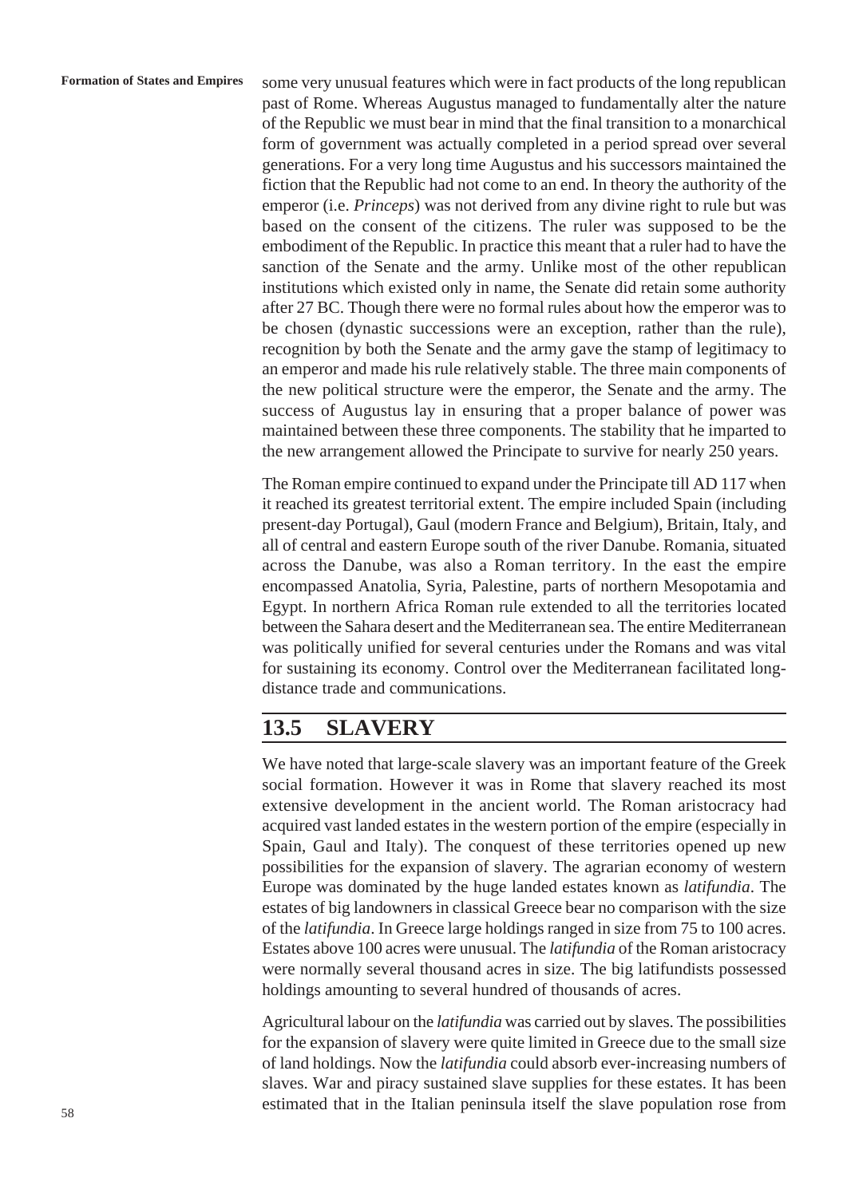some very unusual features which were in fact products of the long republican past of Rome. Whereas Augustus managed to fundamentally alter the nature of the Republic we must bear in mind that the final transition to a monarchical form of government was actually completed in a period spread over several generations. For a very long time Augustus and his successors maintained the fiction that the Republic had not come to an end. In theory the authority of the emperor (i.e. *Princeps*) was not derived from any divine right to rule but was based on the consent of the citizens. The ruler was supposed to be the embodiment of the Republic. In practice this meant that a ruler had to have the sanction of the Senate and the army. Unlike most of the other republican institutions which existed only in name, the Senate did retain some authority after 27 BC. Though there were no formal rules about how the emperor was to be chosen (dynastic successions were an exception, rather than the rule), recognition by both the Senate and the army gave the stamp of legitimacy to an emperor and made his rule relatively stable. The three main components of the new political structure were the emperor, the Senate and the army. The success of Augustus lay in ensuring that a proper balance of power was maintained between these three components. The stability that he imparted to the new arrangement allowed the Principate to survive for nearly 250 years.

The Roman empire continued to expand under the Principate till AD 117 when it reached its greatest territorial extent. The empire included Spain (including present-day Portugal), Gaul (modern France and Belgium), Britain, Italy, and all of central and eastern Europe south of the river Danube. Romania, situated across the Danube, was also a Roman territory. In the east the empire encompassed Anatolia, Syria, Palestine, parts of northern Mesopotamia and Egypt. In northern Africa Roman rule extended to all the territories located between the Sahara desert and the Mediterranean sea. The entire Mediterranean was politically unified for several centuries under the Romans and was vital for sustaining its economy. Control over the Mediterranean facilitated long-distance trade and communications.

## 13.5 SLAVERY

We have noted that large-scale slavery was an important feature of the Greek social formation. However it was in Rome that slavery reached its most extensive development in the ancient world. The Roman aristocracy had acquired vast landed estates in the western portion of the empire (especially in Spain, Gaul and Italy). The conquest of these territories opened up new possibilities for the expansion of slavery. The agrarian economy of western Europe was dominated by the huge landed estates known as *latifundia*. The estates of big landowners in classical Greece bear no comparison with the size of the *latifundia*. In Greece large holdings ranged in size from 75 to 100 acres. Estates above 100 acres were unusual. The *latifundia* of the Roman aristocracy were normally several thousand acres in size. The big latifundists possessed holdings amounting to several hundred of thousands of acres.

Agricultural labour on the *latifundia* was carried out by slaves. The possibilities for the expansion of slavery were quite limited in Greece due to the small size of land holdings. Now the *latifundia* could absorb ever-increasing numbers of slaves. War and piracy sustained slave supplies for these estates. It has been estimated that in the Italian peninsula itself the slave population rose from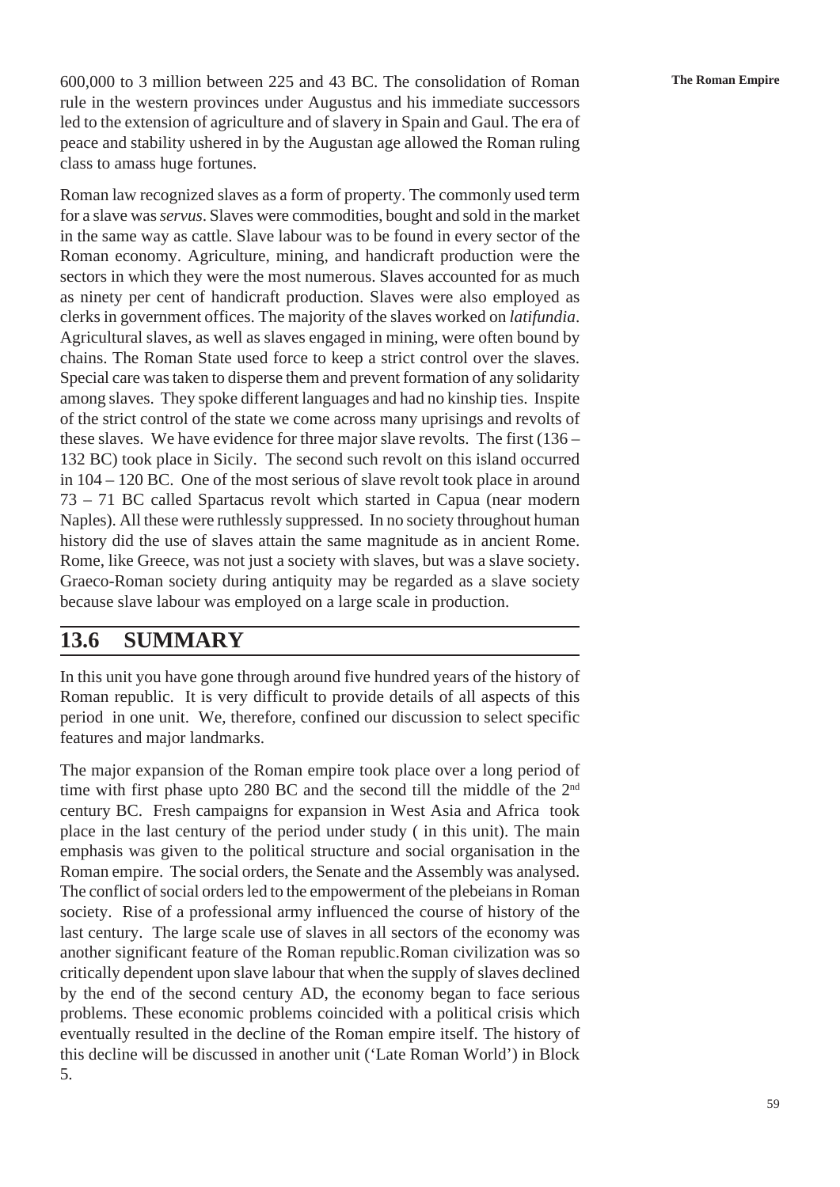600,000 to 3 million between 225 and 43 BC. The consolidation of Roman rule in the western provinces under Augustus and his immediate successors led to the extension of agriculture and of slavery in Spain and Gaul. The era of peace and stability ushered in by the Augustan age allowed the Roman ruling class to amass huge fortunes.

Roman law recognized slaves as a form of property. The commonly used term for a slave was *servus*. Slaves were commodities, bought and sold in the market in the same way as cattle. Slave labour was to be found in every sector of the Roman economy. Agriculture, mining, and handicraft production were the sectors in which they were the most numerous. Slaves accounted for as much as ninety per cent of handicraft production. Slaves were also employed as clerks in government offices. The majority of the slaves worked on *latifundia*. Agricultural slaves, as well as slaves engaged in mining, were often bound by chains. The Roman State used force to keep a strict control over the slaves. Special care was taken to disperse them and prevent formation of any solidarity among slaves. They spoke different languages and had no kinship ties. Inspite of the strict control of the state we come across many uprisings and revolts of these slaves. We have evidence for three major slave revolts. The first (136 – 132 BC) took place in Sicily. The second such revolt on this island occurred in 104 – 120 BC. One of the most serious of slave revolt took place in around 73 – 71 BC called Spartacus revolt which started in Capua (near modern Naples). All these were ruthlessly suppressed. In no society throughout human history did the use of slaves attain the same magnitude as in ancient Rome. Rome, like Greece, was not just a society with slaves, but was a slave society. Graeco-Roman society during antiquity may be regarded as a slave society because slave labour was employed on a large scale in production.

## 13.6 SUMMARY

In this unit you have gone through around five hundred years of the history of Roman republic. It is very difficult to provide details of all aspects of this period in one unit. We, therefore, confined our discussion to select specific features and major landmarks.

The major expansion of the Roman empire took place over a long period of time with first phase upto 280 BC and the second till the middle of the 2nd century BC. Fresh campaigns for expansion in West Asia and Africa took place in the last century of the period under study ( in this unit). The main emphasis was given to the political structure and social organisation in the Roman empire. The social orders, the Senate and the Assembly was analysed. The conflict of social orders led to the empowerment of the plebeians in Roman society. Rise of a professional army influenced the course of history of the last century. The large scale use of slaves in all sectors of the economy was another significant feature of the Roman republic.Roman civilization was so critically dependent upon slave labour that when the supply of slaves declined by the end of the second century AD, the economy began to face serious problems. These economic problems coincided with a political crisis which eventually resulted in the decline of the Roman empire itself. The history of this decline will be discussed in another unit ('Late Roman World') in Block 5.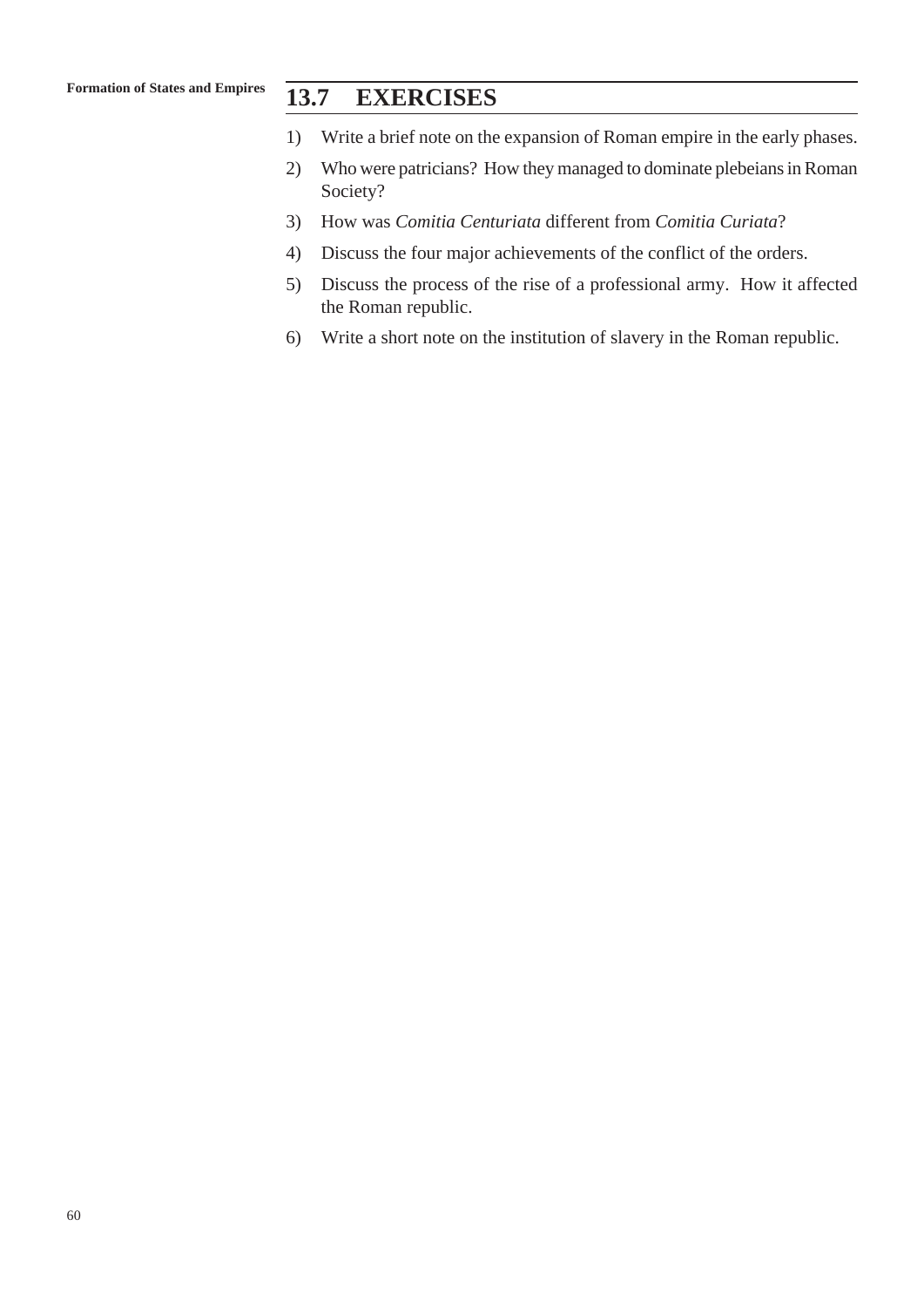## 13.7 EXERCISES

1) Write a brief note on the expansion of Roman empire in the early phases.
2) Who were patricians? How they managed to dominate plebeians in Roman Society?
3) How was *Comitia Centuriata* different from *Comitia Curiata*?
4) Discuss the four major achievements of the conflict of the orders.
5) Discuss the process of the rise of a professional army. How it affected the Roman republic.
6) Write a short note on the institution of slavery in the Roman republic.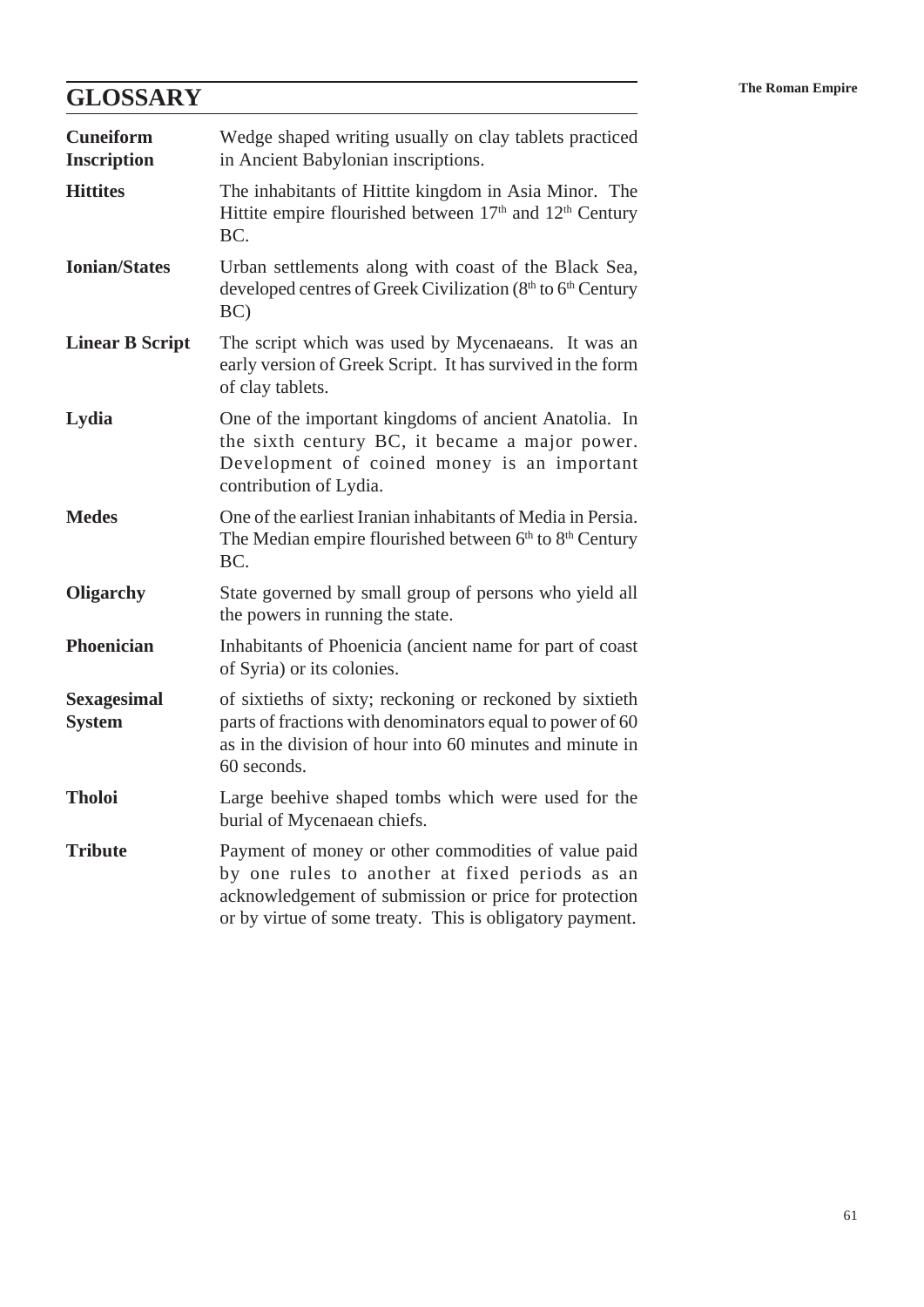## GLOSSARY

**Cuneiform Inscription** Wedge shaped writing usually on clay tablets practiced in Ancient Babylonian inscriptions.

**Hittites** The inhabitants of Hittite kingdom in Asia Minor. The Hittite empire flourished between 17th and 12th Century BC.

**Ionian/States** Urban settlements along with coast of the Black Sea, developed centres of Greek Civilization (8th to 6th Century BC)

**Linear B Script** The script which was used by Mycenaeans. It was an early version of Greek Script. It has survived in the form of clay tablets.

**Lydia** One of the important kingdoms of ancient Anatolia. In the sixth century BC, it became a major power. Development of coined money is an important contribution of Lydia.

**Medes** One of the earliest Iranian inhabitants of Media in Persia. The Median empire flourished between 6th to 8th Century BC.

**Oligarchy** State governed by small group of persons who yield all the powers in running the state.

**Phoenician** Inhabitants of Phoenicia (ancient name for part of coast of Syria) or its colonies.

**Sexagesimal System** of sixtieths of sixty; reckoning or reckoned by sixtieth parts of fractions with denominators equal to power of 60 as in the division of hour into 60 minutes and minute in 60 seconds.

**Tholoi** Large beehive shaped tombs which were used for the burial of Mycenaean chiefs.

**Tribute** Payment of money or other commodities of value paid by one rules to another at fixed periods as an acknowledgement of submission or price for protection or by virtue of some treaty. This is obligatory payment.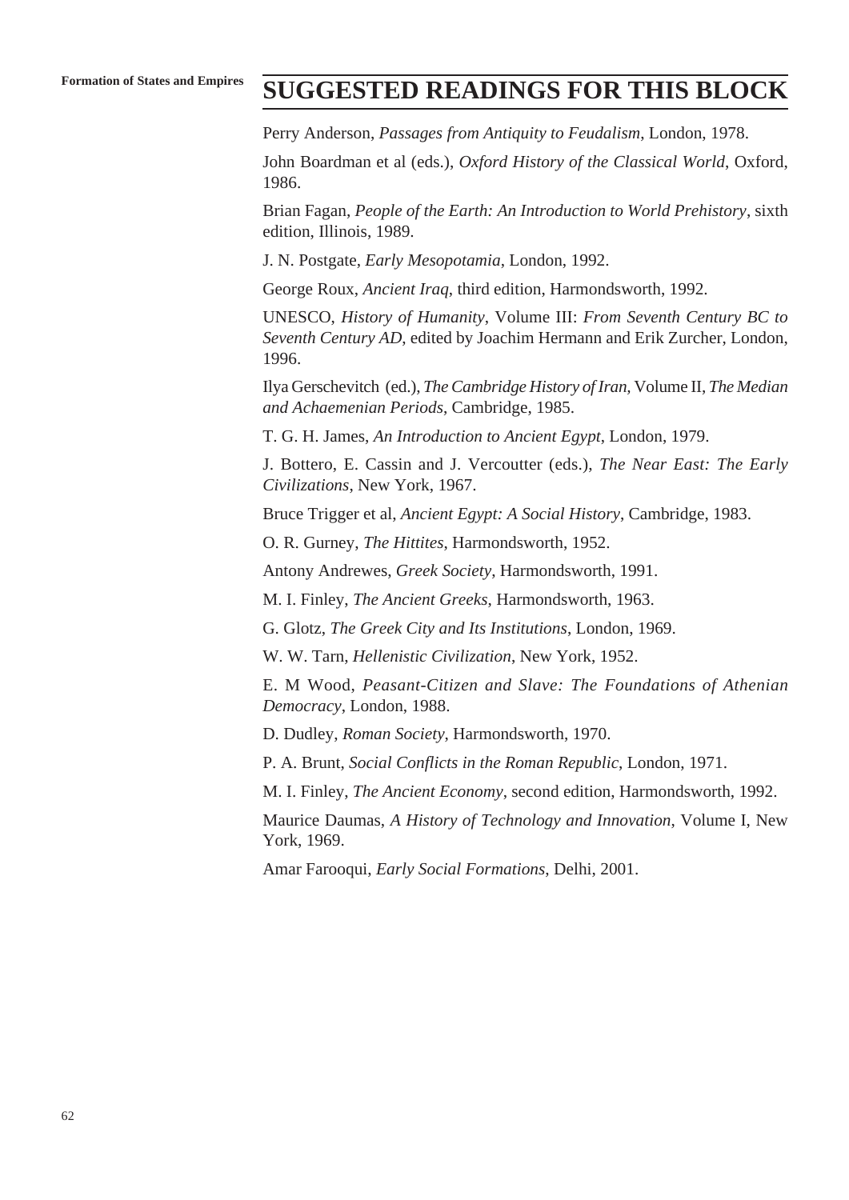# SUGGESTED READINGS FOR THIS BLOCK

Perry Anderson, *Passages from Antiquity to Feudalism*, London, 1978.

John Boardman et al (eds.), *Oxford History of the Classical World*, Oxford, 1986.

Brian Fagan, *People of the Earth: An Introduction to World Prehistory*, sixth edition, Illinois, 1989.

J. N. Postgate, *Early Mesopotamia*, London, 1992.

George Roux, *Ancient Iraq*, third edition, Harmondsworth, 1992.

UNESCO, *History of Humanity*, Volume III: *From Seventh Century BC to Seventh Century AD*, edited by Joachim Hermann and Erik Zurcher, London, 1996.

Ilya Gerschevitch (ed.), *The Cambridge History of Iran*, Volume II, *The Median and Achaemenian Periods*, Cambridge, 1985.

T. G. H. James, *An Introduction to Ancient Egypt*, London, 1979.

J. Bottero, E. Cassin and J. Vercoutter (eds.), *The Near East: The Early Civilizations*, New York, 1967.

Bruce Trigger et al, *Ancient Egypt: A Social History*, Cambridge, 1983.

O. R. Gurney, *The Hittites*, Harmondsworth, 1952.

Antony Andrewes, *Greek Society*, Harmondsworth, 1991.

M. I. Finley, *The Ancient Greeks*, Harmondsworth, 1963.

G. Glotz, *The Greek City and Its Institutions*, London, 1969.

W. W. Tarn, *Hellenistic Civilization*, New York, 1952.

E. M Wood, *Peasant-Citizen and Slave: The Foundations of Athenian Democracy*, London, 1988.

D. Dudley, *Roman Society*, Harmondsworth, 1970.

P. A. Brunt, *Social Conflicts in the Roman Republic*, London, 1971.

M. I. Finley, *The Ancient Economy*, second edition, Harmondsworth, 1992.

Maurice Daumas, *A History of Technology and Innovation*, Volume I, New York, 1969.

Amar Farooqui, *Early Social Formations*, Delhi, 2001.